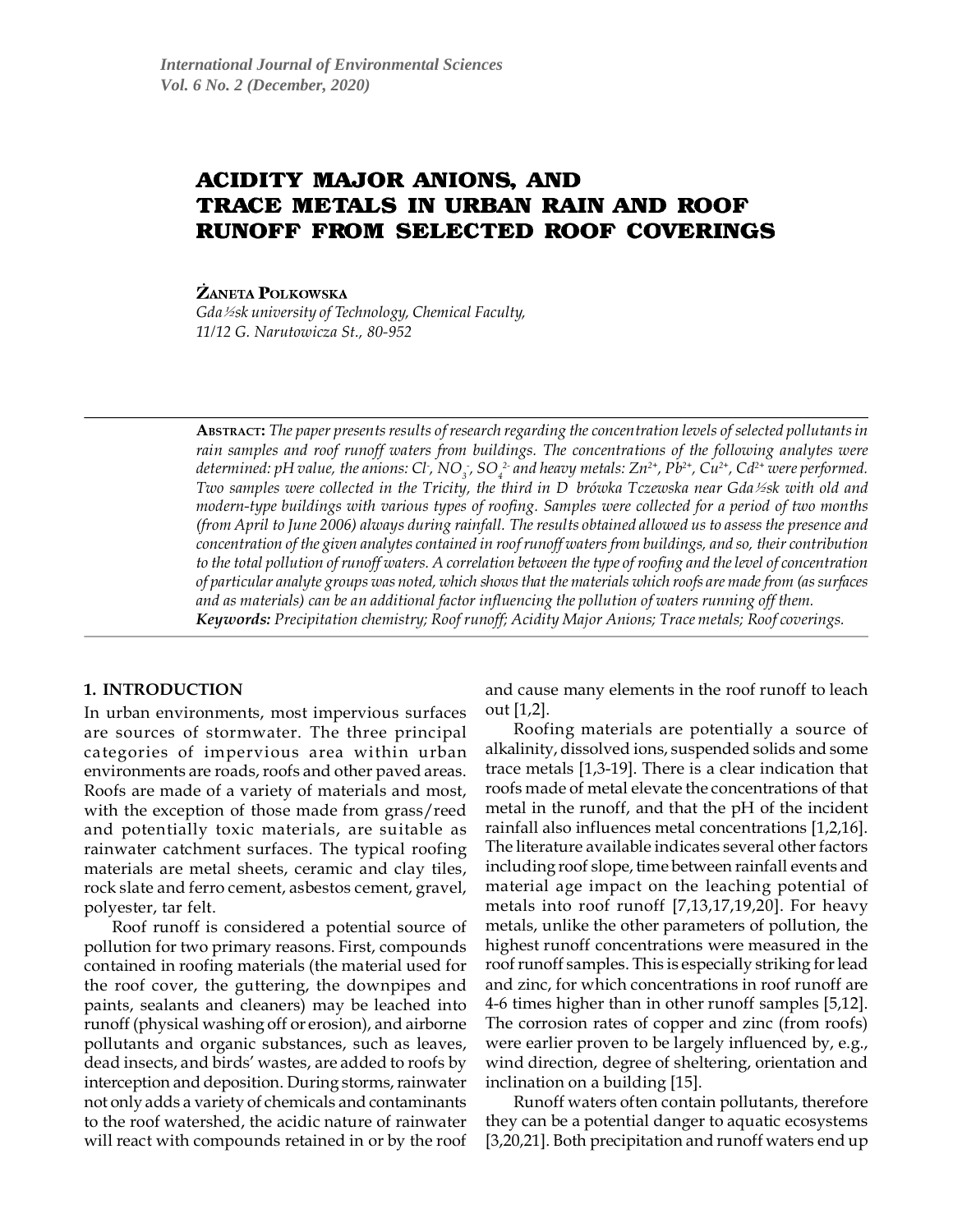# ACIDITY MAJOR ANIONS, AND TRACE METALS IN URBAN RAIN AND ROOF RUNOFF FROM SELECTED ROOF COVERINGS

**Żaneta Polkowska**

*Gda½sk university of Technology, Chemical Faculty,*
*11/12 G. Narutowicza St., 80-952*

**Abstract:** *The paper presents results of research regarding the concentration levels of selected pollutants in rain samples and roof runoff waters from buildings. The concentrations of the following analytes were determined: pH value, the anions: $Cl^-$, $NO_3^-$, $SO_4^{2-}$ and heavy metals: $Zn^{2+}$, $Pb^{2+}$, $Cu^{2+}$, $Cd^{2+}$ were performed. Two samples were collected in the Tricity, the third in D brówka Tczewska near Gda½sk with old and modern-type buildings with various types of roofing. Samples were collected for a period of two months (from April to June 2006) always during rainfall. The results obtained allowed us to assess the presence and concentration of the given analytes contained in roof runoff waters from buildings, and so, their contribution to the total pollution of runoff waters. A correlation between the type of roofing and the level of concentration of particular analyte groups was noted, which shows that the materials which roofs are made from (as surfaces and as materials) can be an additional factor influencing the pollution of waters running off them.*
***Keywords:*** *Precipitation chemistry; Roof runoff; Acidity Major Anions; Trace metals; Roof coverings.*

## 1. INTRODUCTION

In urban environments, most impervious surfaces are sources of stormwater. The three principal categories of impervious area within urban environments are roads, roofs and other paved areas. Roofs are made of a variety of materials and most, with the exception of those made from grass/reed and potentially toxic materials, are suitable as rainwater catchment surfaces. The typical roofing materials are metal sheets, ceramic and clay tiles, rock slate and ferro cement, asbestos cement, gravel, polyester, tar felt.

Roof runoff is considered a potential source of pollution for two primary reasons. First, compounds contained in roofing materials (the material used for the roof cover, the guttering, the downpipes and paints, sealants and cleaners) may be leached into runoff (physical washing off or erosion), and airborne pollutants and organic substances, such as leaves, dead insects, and birds' wastes, are added to roofs by interception and deposition. During storms, rainwater not only adds a variety of chemicals and contaminants to the roof watershed, the acidic nature of rainwater will react with compounds retained in or by the roof and cause many elements in the roof runoff to leach out [1,2].

Roofing materials are potentially a source of alkalinity, dissolved ions, suspended solids and some trace metals [1,3-19]. There is a clear indication that roofs made of metal elevate the concentrations of that metal in the runoff, and that the pH of the incident rainfall also influences metal concentrations [1,2,16]. The literature available indicates several other factors including roof slope, time between rainfall events and material age impact on the leaching potential of metals into roof runoff [7,13,17,19,20]. For heavy metals, unlike the other parameters of pollution, the highest runoff concentrations were measured in the roof runoff samples. This is especially striking for lead and zinc, for which concentrations in roof runoff are 4-6 times higher than in other runoff samples [5,12]. The corrosion rates of copper and zinc (from roofs) were earlier proven to be largely influenced by, e.g., wind direction, degree of sheltering, orientation and inclination on a building [15].

Runoff waters often contain pollutants, therefore they can be a potential danger to aquatic ecosystems [3,20,21]. Both precipitation and runoff waters end up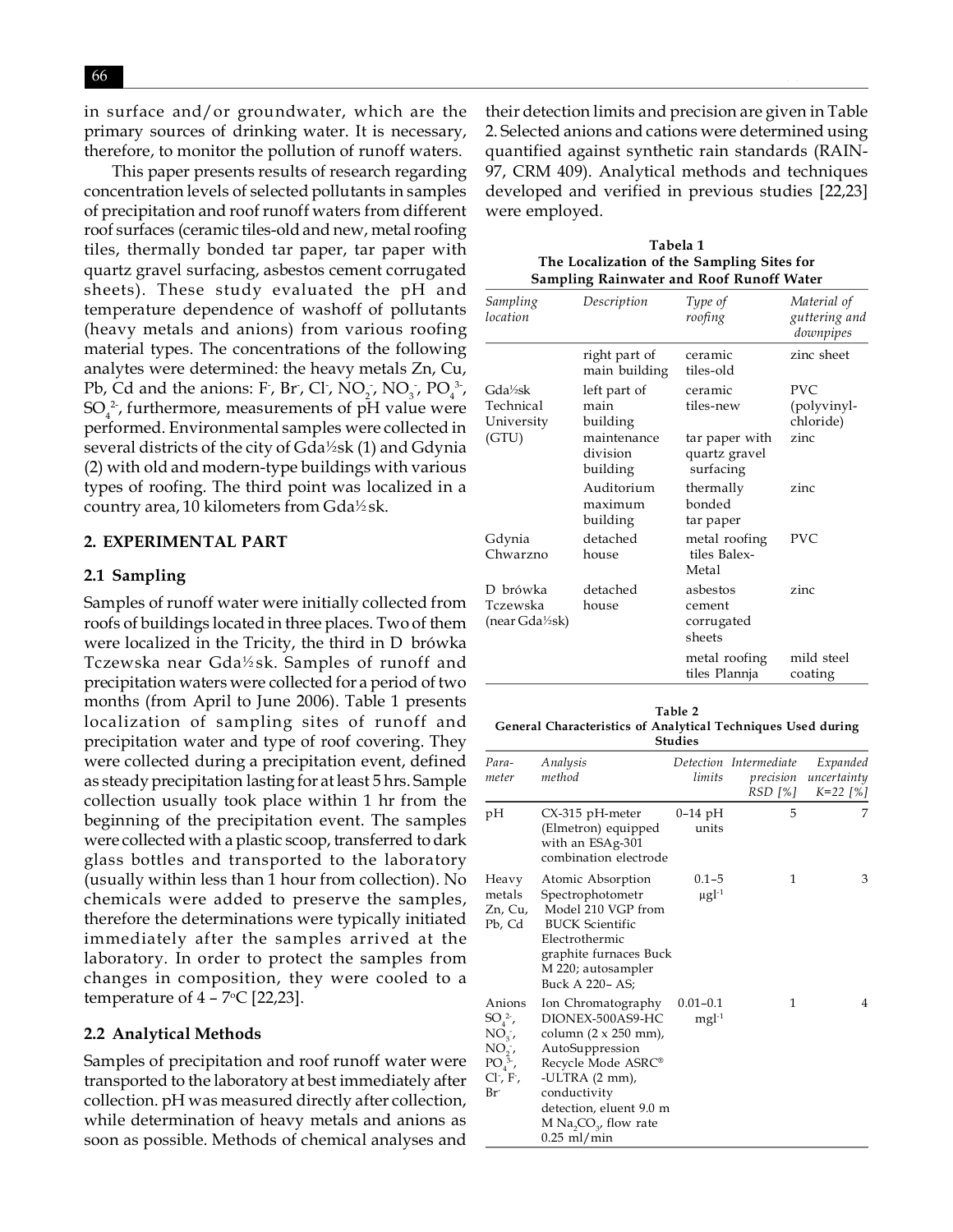in surface and/or groundwater, which are the primary sources of drinking water. It is necessary, therefore, to monitor the pollution of runoff waters.

This paper presents results of research regarding concentration levels of selected pollutants in samples of precipitation and roof runoff waters from different roof surfaces (ceramic tiles-old and new, metal roofing tiles, thermally bonded tar paper, tar paper with quartz gravel surfacing, asbestos cement corrugated sheets). These study evaluated the pH and temperature dependence of washoff of pollutants (heavy metals and anions) from various roofing material types. The concentrations of the following analytes were determined: the heavy metals Zn, Cu, Pb, Cd and the anions: $F^-$, $Br^-$, $Cl^-$, $NO_2^-$, $NO_3^-$, $PO_4^{3-}$, $SO_4^{2-}$, furthermore, measurements of pH value were performed. Environmental samples were collected in several districts of the city of Gda½sk (1) and Gdynia (2) with old and modern-type buildings with various types of roofing. The third point was localized in a country area, 10 kilometers from Gda½sk.

## 2. EXPERIMENTAL PART

### 2.1 Sampling

Samples of runoff water were initially collected from roofs of buildings located in three places. Two of them were localized in the Tricity, the third in D brówka Tczewska near Gda½sk. Samples of runoff and precipitation waters were collected for a period of two months (from April to June 2006). Table 1 presents localization of sampling sites of runoff and precipitation water and type of roof covering. They were collected during a precipitation event, defined as steady precipitation lasting for at least 5 hrs. Sample collection usually took place within 1 hr from the beginning of the precipitation event. The samples were collected with a plastic scoop, transferred to dark glass bottles and transported to the laboratory (usually within less than 1 hour from collection). No chemicals were added to preserve the samples, therefore the determinations were typically initiated immediately after the samples arrived at the laboratory. In order to protect the samples from changes in composition, they were cooled to a temperature of 4 – 7°C [22,23].

### 2.2 Analytical Methods

Samples of precipitation and roof runoff water were transported to the laboratory at best immediately after collection. pH was measured directly after collection, while determination of heavy metals and anions as soon as possible. Methods of chemical analyses and their detection limits and precision are given in Table 2. Selected anions and cations were determined using quantified against synthetic rain standards (RAIN-97, CRM 409). Analytical methods and techniques developed and verified in previous studies [22,23] were employed.

**Tabela 1**
**The Localization of the Sampling Sites for Sampling Rainwater and Roof Runoff Water**

| *Sampling location* | *Description* | *Type of roofing* | *Material of guttering and downpipes* |
|---|---|---|---|
| Gda½sk Technical University (GTU) | right part of main building | ceramic tiles-old | zinc sheet |
| | left part of main building | ceramic tiles-new | PVC (polyvinyl-chloride) |
| | maintenance division building | tar paper with quartz gravel surfacing | zinc |
| | Auditorium maximum building | thermally bonded tar paper | zinc |
| Gdynia Chwarzno | detached house | metal roofing tiles Balex-Metal | PVC |
| D brówka Tczewska (near Gda½sk) | detached house | asbestos cement corrugated sheets | zinc |
| | | metal roofing tiles Plannja | mild steel coating |

**Table 2**
**General Characteristics of Analytical Techniques Used during Studies**

| *Parameter* | *Analysis method* | *Detection limits* | *Intermediate precision RSD [%]* | *Expanded uncertainty K=22 [%]* |
|---|---|---|---|---|
| pH | CX-315 pH-meter (Elmetron) equipped with an ESAg-301 combination electrode | 0–14 pH units | 5 | 7 |
| Heavy metals Zn, Cu, Pb, Cd | Atomic Absorption Spectrophotometr Model 210 VGP from BUCK Scientific Electrothermic graphite furnaces Buck M 220; autosampler Buck A 220– AS; | 0.1–5 μgl⁻¹ | 1 | 3 |
| Anions $SO_4^{2-}$, $NO_3^-$, $NO_2^-$, $PO_4^{3-}$, $Cl^-$, $F^-$, $Br^-$ | Ion Chromatography DIONEX-500AS9-HC column (2 x 250 mm), AutoSuppression Recycle Mode ASRC® -ULTRA (2 mm), conductivity detection, eluent 9.0 m M $Na_2CO_3$, flow rate 0.25 ml/min | 0.01–0.1 mgl⁻¹ | 1 | 4 |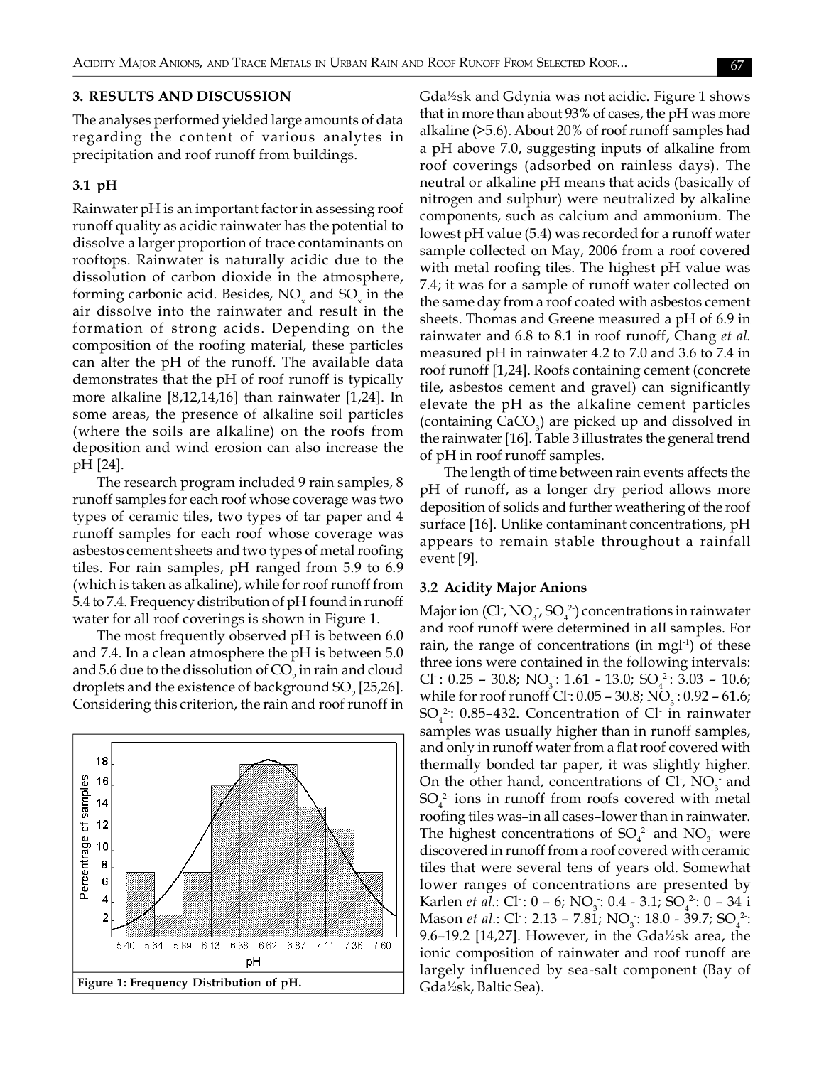## 3. RESULTS AND DISCUSSION

The analyses performed yielded large amounts of data regarding the content of various analytes in precipitation and roof runoff from buildings.

### 3.1 pH

Rainwater pH is an important factor in assessing roof runoff quality as acidic rainwater has the potential to dissolve a larger proportion of trace contaminants on rooftops. Rainwater is naturally acidic due to the dissolution of carbon dioxide in the atmosphere, forming carbonic acid. Besides, $NO_x$ and $SO_x$ in the air dissolve into the rainwater and result in the formation of strong acids. Depending on the composition of the roofing material, these particles can alter the pH of the runoff. The available data demonstrates that the pH of roof runoff is typically more alkaline [8,12,14,16] than rainwater [1,24]. In some areas, the presence of alkaline soil particles (where the soils are alkaline) on the roofs from deposition and wind erosion can also increase the pH [24].

The research program included 9 rain samples, 8 runoff samples for each roof whose coverage was two types of ceramic tiles, two types of tar paper and 4 runoff samples for each roof whose coverage was asbestos cement sheets and two types of metal roofing tiles. For rain samples, pH ranged from 5.9 to 6.9 (which is taken as alkaline), while for roof runoff from 5.4 to 7.4. Frequency distribution of pH found in runoff water for all roof coverings is shown in Figure 1.

The most frequently observed pH is between 6.0 and 7.4. In a clean atmosphere the pH is between 5.0 and 5.6 due to the dissolution of $CO_2$ in rain and cloud droplets and the existence of background $SO_2$ [25,26]. Considering this criterion, the rain and roof runoff in Gda½sk and Gdynia was not acidic. Figure 1 shows that in more than about 93% of cases, the pH was more alkaline (>5.6). About 20% of roof runoff samples had a pH above 7.0, suggesting inputs of alkaline from roof coverings (adsorbed on rainless days). The neutral or alkaline pH means that acids (basically of nitrogen and sulphur) were neutralized by alkaline components, such as calcium and ammonium. The lowest pH value (5.4) was recorded for a runoff water sample collected on May, 2006 from a roof covered with metal roofing tiles. The highest pH value was 7.4; it was for a sample of runoff water collected on the same day from a roof coated with asbestos cement sheets. Thomas and Greene measured a pH of 6.9 in rainwater and 6.8 to 8.1 in roof runoff, Chang *et al.* measured pH in rainwater 4.2 to 7.0 and 3.6 to 7.4 in roof runoff [1,24]. Roofs containing cement (concrete tile, asbestos cement and gravel) can significantly elevate the pH as the alkaline cement particles (containing $CaCO_3$) are picked up and dissolved in the rainwater [16]. Table 3 illustrates the general trend of pH in roof runoff samples.

**Figure 1: Frequency Distribution of pH.**

The length of time between rain events affects the pH of runoff, as a longer dry period allows more deposition of solids and further weathering of the roof surface [16]. Unlike contaminant concentrations, pH appears to remain stable throughout a rainfall event [9].

### 3.2 Acidity Major Anions

Major ion ($Cl^-$, $NO_3^-$, $SO_4^{2-}$) concentrations in rainwater and roof runoff were determined in all samples. For rain, the range of concentrations (in $mgl^{-1}$) of these three ions were contained in the following intervals: $Cl^-$: 0.25 – 30.8; $NO_3^-$: 1.61 - 13.0; $SO_4^{2-}$: 3.03 – 10.6; while for roof runoff $Cl^-$: 0.05 – 30.8; $NO_3^-$: 0.92 – 61.6; $SO_4^{2-}$: 0.85–432. Concentration of $Cl^-$ in rainwater samples was usually higher than in runoff samples, and only in runoff water from a flat roof covered with thermally bonded tar paper, it was slightly higher. On the other hand, concentrations of $Cl^-$, $NO_3^-$ and $SO_4^{2-}$ ions in runoff from roofs covered with metal roofing tiles was–in all cases–lower than in rainwater. The highest concentrations of $SO_4^{2-}$ and $NO_3^-$ were discovered in runoff from a roof covered with ceramic tiles that were several tens of years old. Somewhat lower ranges of concentrations are presented by Karlen *et al.*: $Cl^-$: 0 – 6; $NO_3^-$: 0.4 - 3.1; $SO_4^{2-}$: 0 – 34 i Mason *et al.*: $Cl^-$: 2.13 – 7.81; $NO_3^-$: 18.0 - 39.7; $SO_4^{2-}$: 9.6–19.2 [14,27]. However, in the Gda½sk area, the ionic composition of rainwater and roof runoff are largely influenced by sea-salt component (Bay of Gda½sk, Baltic Sea).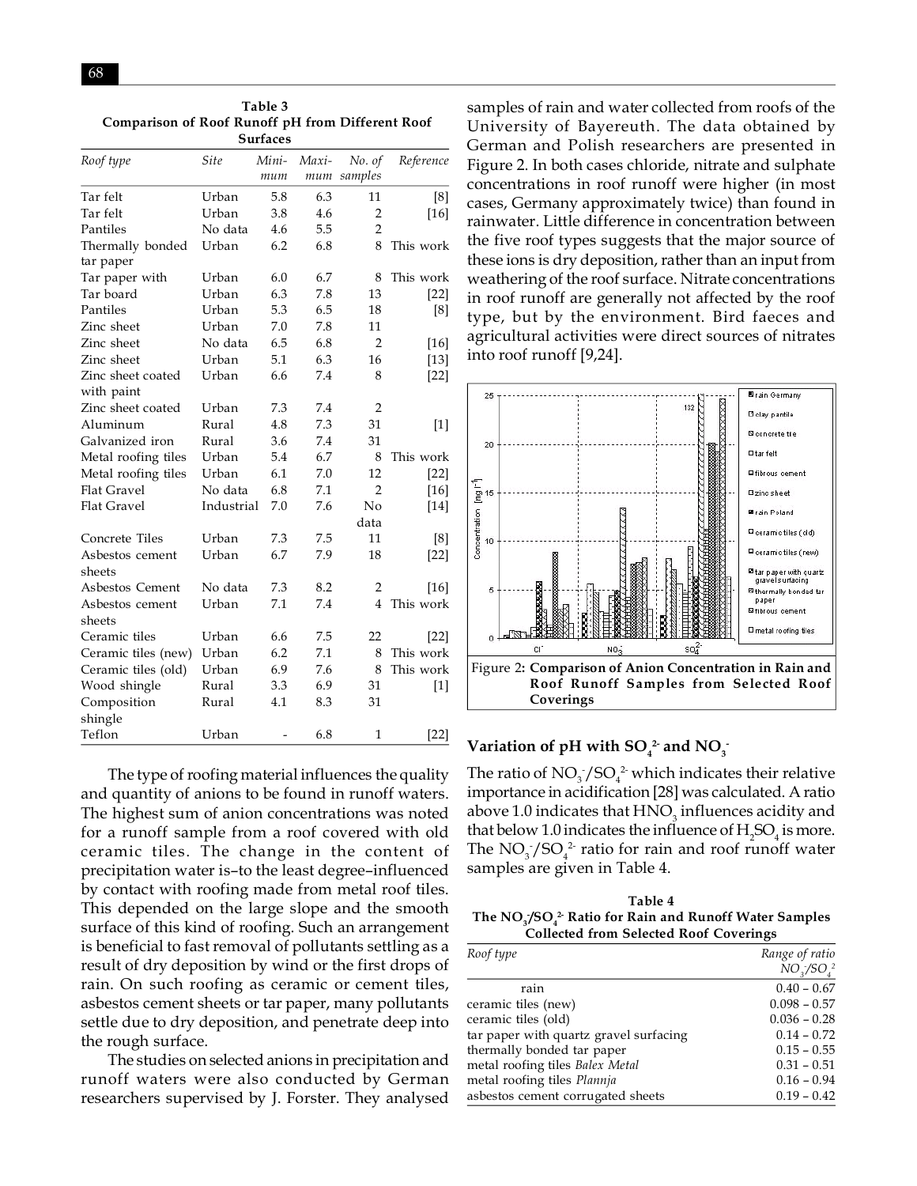**Table 3**
**Comparison of Roof Runoff pH from Different Roof Surfaces**

| Roof type | Site | Minimum | Maximum | No. of samples | Reference |
|---|---|---|---|---|---|
| Tar felt | Urban | 5.8 | 6.3 | 11 | [8] |
| Tar felt | Urban | 3.8 | 4.6 | 2 | [16] |
| Pantiles | No data | 4.6 | 5.5 | 2 | |
| Thermally bonded tar paper | Urban | 6.2 | 6.8 | 8 | This work |
| Tar paper with | Urban | 6.0 | 6.7 | 8 | This work |
| Tar board | Urban | 6.3 | 7.8 | 13 | [22] |
| Pantiles | Urban | 5.3 | 6.5 | 18 | [8] |
| Zinc sheet | Urban | 7.0 | 7.8 | 11 | |
| Zinc sheet | No data | 6.5 | 6.8 | 2 | [16] |
| Zinc sheet | Urban | 5.1 | 6.3 | 16 | [13] |
| Zinc sheet coated with paint | Urban | 6.6 | 7.4 | 8 | [22] |
| Zinc sheet coated | Urban | 7.3 | 7.4 | 2 | |
| Aluminum | Rural | 4.8 | 7.3 | 31 | [1] |
| Galvanized iron | Rural | 3.6 | 7.4 | 31 | |
| Metal roofing tiles | Urban | 5.4 | 6.7 | 8 | This work |
| Metal roofing tiles | Urban | 6.1 | 7.0 | 12 | [22] |
| Flat Gravel | No data | 6.8 | 7.1 | 2 | [16] |
| Flat Gravel | Industrial | 7.0 | 7.6 | No data | [14] |
| Concrete Tiles | Urban | 7.3 | 7.5 | 11 | [8] |
| Asbestos cement sheets | Urban | 6.7 | 7.9 | 18 | [22] |
| Asbestos Cement | No data | 7.3 | 8.2 | 2 | [16] |
| Asbestos cement sheets | Urban | 7.1 | 7.4 | 4 | This work |
| Ceramic tiles | Urban | 6.6 | 7.5 | 22 | [22] |
| Ceramic tiles (new) | Urban | 6.2 | 7.1 | 8 | This work |
| Ceramic tiles (old) | Urban | 6.9 | 7.6 | 8 | This work |
| Wood shingle | Rural | 3.3 | 6.9 | 31 | [1] |
| Composition shingle | Rural | 4.1 | 8.3 | 31 | |
| Teflon | Urban | - | 6.8 | 1 | [22] |

The type of roofing material influences the quality and quantity of anions to be found in runoff waters. The highest sum of anion concentrations was noted for a runoff sample from a roof covered with old ceramic tiles. The change in the content of precipitation water is–to the least degree–influenced by contact with roofing made from metal roof tiles. This depended on the large slope and the smooth surface of this kind of roofing. Such an arrangement is beneficial to fast removal of pollutants settling as a result of dry deposition by wind or the first drops of rain. On such roofing as ceramic or cement tiles, asbestos cement sheets or tar paper, many pollutants settle due to dry deposition, and penetrate deep into the rough surface.

The studies on selected anions in precipitation and runoff waters were also conducted by German researchers supervised by J. Forster. They analysed samples of rain and water collected from roofs of the University of Bayereuth. The data obtained by German and Polish researchers are presented in Figure 2. In both cases chloride, nitrate and sulphate concentrations in roof runoff were higher (in most cases, Germany approximately twice) than found in rainwater. Little difference in concentration between the five roof types suggests that the major source of these ions is dry deposition, rather than an input from weathering of the roof surface. Nitrate concentrations in roof runoff are generally not affected by the roof type, but by the environment. Bird faeces and agricultural activities were direct sources of nitrates into roof runoff [9,24].

Figure 2: **Comparison of Anion Concentration in Rain and Roof Runoff Samples from Selected Roof Coverings**

### Variation of pH with $SO_4^{2-}$ and $NO_3^-$

The ratio of $NO_3^-/SO_4^{2-}$ which indicates their relative importance in acidification [28] was calculated. A ratio above 1.0 indicates that $HNO_3$ influences acidity and that below 1.0 indicates the influence of $H_2SO_4$ is more. The $NO_3^-/SO_4^{2-}$ ratio for rain and roof runoff water samples are given in Table 4.

**Table 4**
**The $NO_3^-/SO_4^{2-}$ Ratio for Rain and Runoff Water Samples Collected from Selected Roof Coverings**

| Roof type | Range of ratio $NO_3^-/SO_4^{2-}$ |
|---|---|
| rain | 0.40 – 0.67 |
| ceramic tiles (new) | 0.098 – 0.57 |
| ceramic tiles (old) | 0.036 – 0.28 |
| tar paper with quartz gravel surfacing | 0.14 – 0.72 |
| thermally bonded tar paper | 0.15 – 0.55 |
| metal roofing tiles *Balex Metal* | 0.31 – 0.51 |
| metal roofing tiles *Plannja* | 0.16 – 0.94 |
| asbestos cement corrugated sheets | 0.19 – 0.42 |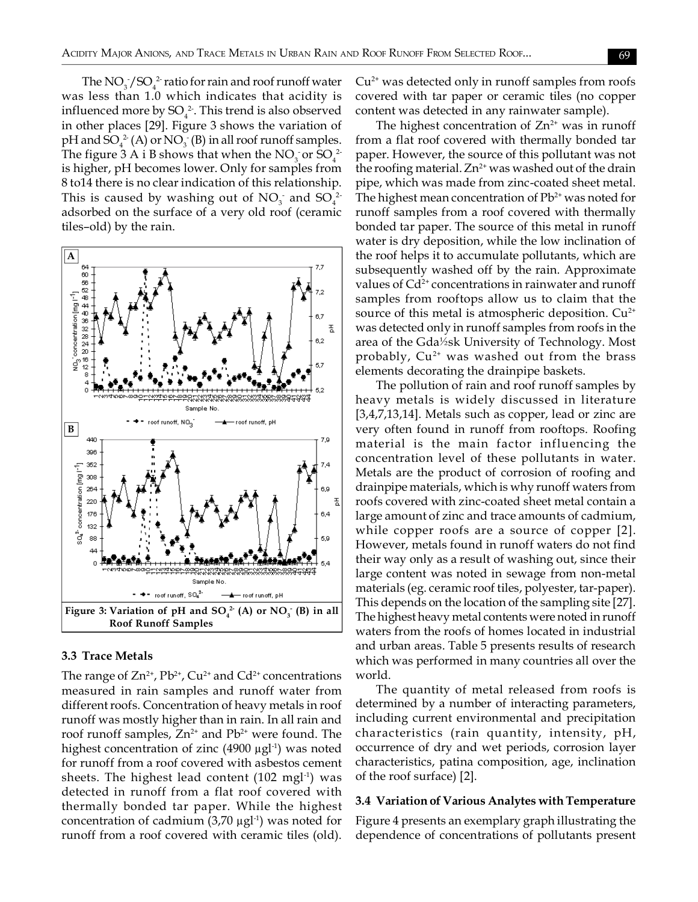The $NO_3^-/SO_4^{2-}$ ratio for rain and roof runoff water was less than 1.0 which indicates that acidity is influenced more by $SO_4^{2-}$. This trend is also observed in other places [29]. Figure 3 shows the variation of pH and $SO_4^{2-}$ (A) or $NO_3^-$ (B) in all roof runoff samples. The figure 3 A i B shows that when the $NO_3^-$ or $SO_4^{2-}$ is higher, pH becomes lower. Only for samples from 8 to14 there is no clear indication of this relationship. This is caused by washing out of $NO_3^-$ and $SO_4^{2-}$ adsorbed on the surface of a very old roof (ceramic tiles–old) by the rain.

**Figure 3: Variation of pH and $SO_4^{2-}$ (A) or $NO_3^-$ (B) in all Roof Runoff Samples**

### 3.3 Trace Metals

The range of $Zn^{2+}$, $Pb^{2+}$, $Cu^{2+}$ and $Cd^{2+}$ concentrations measured in rain samples and runoff water from different roofs. Concentration of heavy metals in roof runoff was mostly higher than in rain. In all rain and roof runoff samples, $Zn^{2+}$ and $Pb^{2+}$ were found. The highest concentration of zinc (4900 $\mu gl^{-1}$) was noted for runoff from a roof covered with asbestos cement sheets. The highest lead content (102 $mgl^{-1}$) was detected in runoff from a flat roof covered with thermally bonded tar paper. While the highest concentration of cadmium (3,70 $\mu gl^{-1}$) was noted for runoff from a roof covered with ceramic tiles (old). $Cu^{2+}$ was detected only in runoff samples from roofs covered with tar paper or ceramic tiles (no copper content was detected in any rainwater sample).

The highest concentration of $Zn^{2+}$ was in runoff from a flat roof covered with thermally bonded tar paper. However, the source of this pollutant was not the roofing material. $Zn^{2+}$ was washed out of the drain pipe, which was made from zinc-coated sheet metal. The highest mean concentration of $Pb^{2+}$ was noted for runoff samples from a roof covered with thermally bonded tar paper. The source of this metal in runoff water is dry deposition, while the low inclination of the roof helps it to accumulate pollutants, which are subsequently washed off by the rain. Approximate values of $Cd^{2+}$ concentrations in rainwater and runoff samples from rooftops allow us to claim that the source of this metal is atmospheric deposition. $Cu^{2+}$ was detected only in runoff samples from roofs in the area of the Gda½sk University of Technology. Most probably, $Cu^{2+}$ was washed out from the brass elements decorating the drainpipe baskets.

The pollution of rain and roof runoff samples by heavy metals is widely discussed in literature [3,4,7,13,14]. Metals such as copper, lead or zinc are very often found in runoff from rooftops. Roofing material is the main factor influencing the concentration level of these pollutants in water. Metals are the product of corrosion of roofing and drainpipe materials, which is why runoff waters from roofs covered with zinc-coated sheet metal contain a large amount of zinc and trace amounts of cadmium, while copper roofs are a source of copper [2]. However, metals found in runoff waters do not find their way only as a result of washing out, since their large content was noted in sewage from non-metal materials (eg. ceramic roof tiles, polyester, tar-paper). This depends on the location of the sampling site [27]. The highest heavy metal contents were noted in runoff waters from the roofs of homes located in industrial and urban areas. Table 5 presents results of research which was performed in many countries all over the world.

The quantity of metal released from roofs is determined by a number of interacting parameters, including current environmental and precipitation characteristics (rain quantity, intensity, pH, occurrence of dry and wet periods, corrosion layer characteristics, patina composition, age, inclination of the roof surface) [2].

### 3.4 Variation of Various Analytes with Temperature

Figure 4 presents an exemplary graph illustrating the dependence of concentrations of pollutants present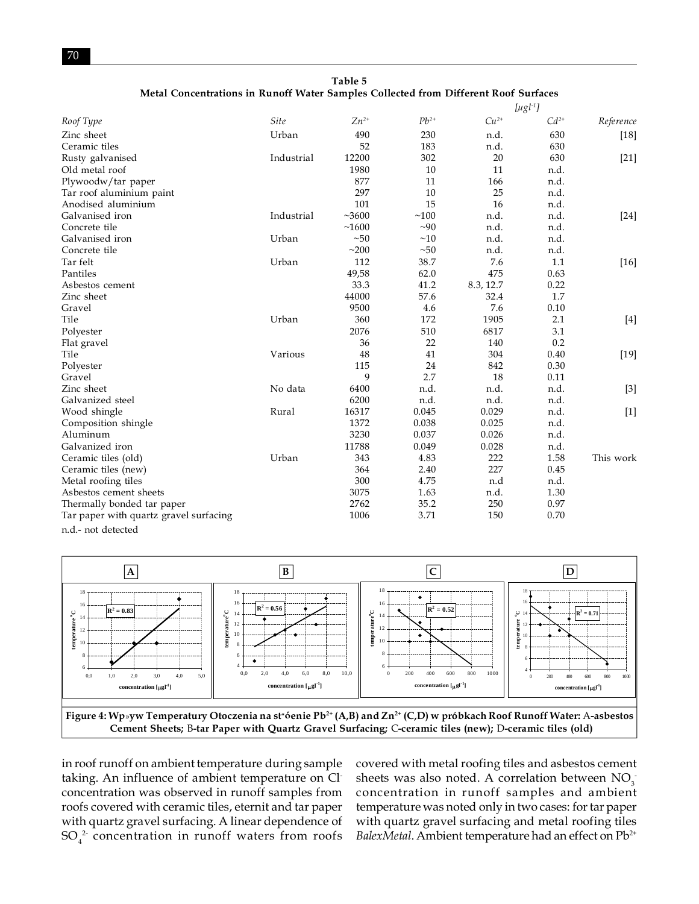**Table 5**
**Metal Concentrations in Runoff Water Samples Collected from Different Roof Surfaces**

| *Roof Type* | *Site* | $Zn^{2+}$ | $Pb^{2+}$ | $Cu^{2+}$ | $Cd^{2+}$ | *Reference* |
|---|---|---|---|---|---|---|
| | | | | [$\mu gl^{-1}$] | | |
| Zinc sheet | Urban | 490 | 230 | n.d. | 630 | [18] |
| Ceramic tiles | | 52 | 183 | n.d. | 630 | |
| Rusty galvanised | Industrial | 12200 | 302 | 20 | 630 | [21] |
| Old metal roof | | 1980 | 10 | 11 | n.d. | |
| Plywoodw/tar paper | | 877 | 11 | 166 | n.d. | |
| Tar roof aluminium paint | | 297 | 10 | 25 | n.d. | |
| Anodised aluminium | | 101 | 15 | 16 | n.d. | |
| Galvanised iron | Industrial | ~3600 | ~100 | n.d. | n.d. | [24] |
| Concrete tile | | ~1600 | ~90 | n.d. | n.d. | |
| Galvanised iron | Urban | ~50 | ~10 | n.d. | n.d. | |
| Concrete tile | | ~200 | ~50 | n.d. | n.d. | |
| Tar felt | Urban | 112 | 38.7 | 7.6 | 1.1 | [16] |
| Pantiles | | 49,58 | 62.0 | 475 | 0.63 | |
| Asbestos cement | | 33.3 | 41.2 | 8.3, 12.7 | 0.22 | |
| Zinc sheet | | 44000 | 57.6 | 32.4 | 1.7 | |
| Gravel | | 9500 | 4.6 | 7.6 | 0.10 | |
| Tile | Urban | 360 | 172 | 1905 | 2.1 | [4] |
| Polyester | | 2076 | 510 | 6817 | 3.1 | |
| Flat gravel | | 36 | 22 | 140 | 0.2 | |
| Tile | Various | 48 | 41 | 304 | 0.40 | [19] |
| Polyester | | 115 | 24 | 842 | 0.30 | |
| Gravel | | 9 | 2.7 | 18 | 0.11 | |
| Zinc sheet | No data | 6400 | n.d. | n.d. | n.d. | [3] |
| Galvanized steel | | 6200 | n.d. | n.d. | n.d. | |
| Wood shingle | Rural | 16317 | 0.045 | 0.029 | n.d. | [1] |
| Composition shingle | | 1372 | 0.038 | 0.025 | n.d. | |
| Aluminum | | 3230 | 0.037 | 0.026 | n.d. | |
| Galvanized iron | | 11788 | 0.049 | 0.028 | n.d. | |
| Ceramic tiles (old) | Urban | 343 | 4.83 | 222 | 1.58 | This work |
| Ceramic tiles (new) | | 364 | 2.40 | 227 | 0.45 | |
| Metal roofing tiles | | 300 | 4.75 | n.d | n.d. | |
| Asbestos cement sheets | | 3075 | 1.63 | n.d. | 1.30 | |
| Thermally bonded tar paper | | 2762 | 35.2 | 250 | 0.97 | |
| Tar paper with quartz gravel surfacing | | 1006 | 3.71 | 150 | 0.70 | |

n.d.- not detected

**Figure 4: Wp»yw Temperatury Otoczenia na st"óenie $Pb^{2+}$ (A,B) and $Zn^{2+}$ (C,D) w próbkach Roof Runoff Water:** A-**asbestos Cement Sheets;** B-**tar Paper with Quartz Gravel Surfacing;** C-**ceramic tiles (new);** D-**ceramic tiles (old)**

in roof runoff on ambient temperature during sample taking. An influence of ambient temperature on $Cl^-$ concentration was observed in runoff samples from roofs covered with ceramic tiles, eternit and tar paper with quartz gravel surfacing. A linear dependence of $SO_4^{2-}$ concentration in runoff waters from roofs covered with metal roofing tiles and asbestos cement sheets was also noted. A correlation between $NO_3^-$ concentration in runoff samples and ambient temperature was noted only in two cases: for tar paper with quartz gravel surfacing and metal roofing tiles *BalexMetal*. Ambient temperature had an effect on $Pb^{2+}$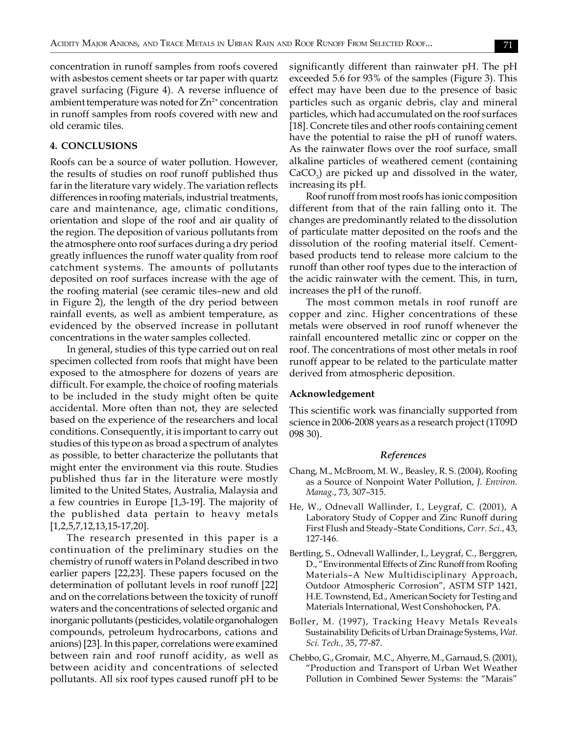concentration in runoff samples from roofs covered with asbestos cement sheets or tar paper with quartz gravel surfacing (Figure 4). A reverse influence of ambient temperature was noted for $Zn^{2+}$ concentration in runoff samples from roofs covered with new and old ceramic tiles.

## 4. CONCLUSIONS

Roofs can be a source of water pollution. However, the results of studies on roof runoff published thus far in the literature vary widely. The variation reflects differences in roofing materials, industrial treatments, care and maintenance, age, climatic conditions, orientation and slope of the roof and air quality of the region. The deposition of various pollutants from the atmosphere onto roof surfaces during a dry period greatly influences the runoff water quality from roof catchment systems. The amounts of pollutants deposited on roof surfaces increase with the age of the roofing material (see ceramic tiles–new and old in Figure 2), the length of the dry period between rainfall events, as well as ambient temperature, as evidenced by the observed increase in pollutant concentrations in the water samples collected.

In general, studies of this type carried out on real specimen collected from roofs that might have been exposed to the atmosphere for dozens of years are difficult. For example, the choice of roofing materials to be included in the study might often be quite accidental. More often than not, they are selected based on the experience of the researchers and local conditions. Consequently, it is important to carry out studies of this type on as broad a spectrum of analytes as possible, to better characterize the pollutants that might enter the environment via this route. Studies published thus far in the literature were mostly limited to the United States, Australia, Malaysia and a few countries in Europe [1,3-19]. The majority of the published data pertain to heavy metals [1,2,5,7,12,13,15-17,20].

The research presented in this paper is a continuation of the preliminary studies on the chemistry of runoff waters in Poland described in two earlier papers [22,23]. These papers focused on the determination of pollutant levels in roof runoff [22] and on the correlations between the toxicity of runoff waters and the concentrations of selected organic and inorganic pollutants (pesticides, volatile organohalogen compounds, petroleum hydrocarbons, cations and anions) [23]. In this paper, correlations were examined between rain and roof runoff acidity, as well as between acidity and concentrations of selected pollutants. All six roof types caused runoff pH to be significantly different than rainwater pH. The pH exceeded 5.6 for 93% of the samples (Figure 3). This effect may have been due to the presence of basic particles such as organic debris, clay and mineral particles, which had accumulated on the roof surfaces [18]. Concrete tiles and other roofs containing cement have the potential to raise the pH of runoff waters. As the rainwater flows over the roof surface, small alkaline particles of weathered cement (containing $CaCO_3$) are picked up and dissolved in the water, increasing its pH.

Roof runoff from most roofs has ionic composition different from that of the rain falling onto it. The changes are predominantly related to the dissolution of particulate matter deposited on the roofs and the dissolution of the roofing material itself. Cement-based products tend to release more calcium to the runoff than other roof types due to the interaction of the acidic rainwater with the cement. This, in turn, increases the pH of the runoff.

The most common metals in roof runoff are copper and zinc. Higher concentrations of these metals were observed in roof runoff whenever the rainfall encountered metallic zinc or copper on the roof. The concentrations of most other metals in roof runoff appear to be related to the particulate matter derived from atmospheric deposition.

### Acknowledgement

This scientific work was financially supported from science in 2006-2008 years as a research project (1T09D 098 30).

### *References*

Chang, M., McBroom, M. W., Beasley, R. S. (2004), Roofing as a Source of Nonpoint Water Pollution, *J. Environ. Manag.*, 73, 307–315.

He, W., Odnevall Wallinder, I., Leygraf, C. (2001), A Laboratory Study of Copper and Zinc Runoff during First Flush and Steady–State Conditions, *Corr. Sci.*, 43, 127-146.

Bertling, S., Odnevall Wallinder, I., Leygraf, C., Berggren, D., "Environmental Effects of Zinc Runoff from Roofing Materials–A New Multidisciplinary Approach, Outdoor Atmospheric Corrosion", ASTM STP 1421, H.E. Townstend, Ed., American Society for Testing and Materials International, West Conshohocken, PA.

Boller, M. (1997), Tracking Heavy Metals Reveals Sustainability Deficits of Urban Drainage Systems, *Wat. Sci. Tech.*, 35, 77-87.

Chebbo, G., Gromair, M.C., Ahyerre, M., Garnaud, S. (2001), "Production and Transport of Urban Wet Weather Pollution in Combined Sewer Systems: the "Marais"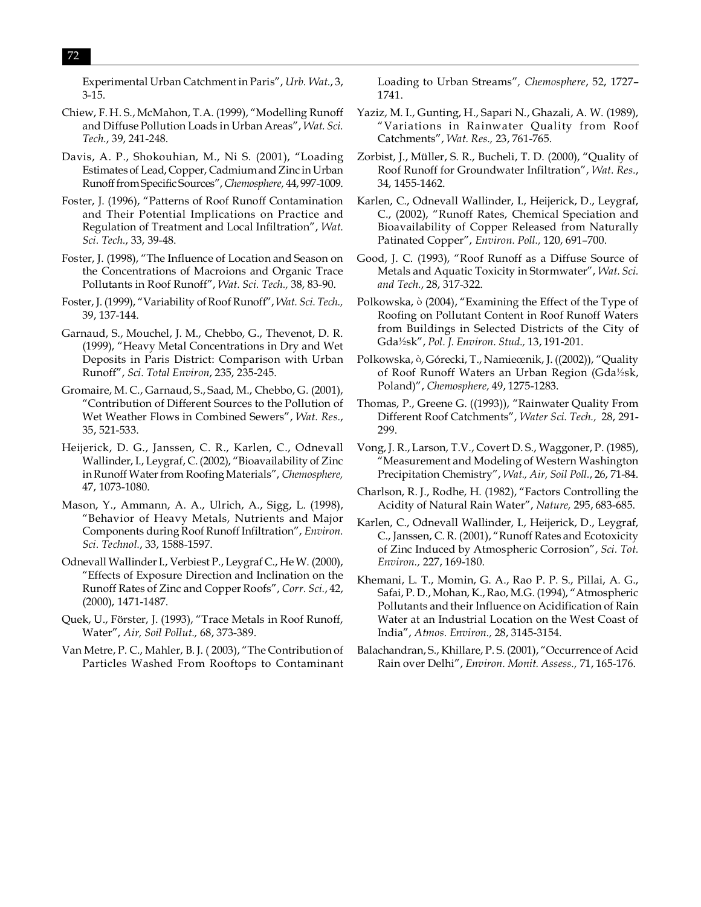Experimental Urban Catchment in Paris", *Urb. Wat.*, 3, 3-15.

Chiew, F. H. S., McMahon, T.A. (1999), "Modelling Runoff and Diffuse Pollution Loads in Urban Areas", *Wat. Sci. Tech.*, 39, 241-248.

Davis, A. P., Shokouhian, M., Ni S. (2001), "Loading Estimates of Lead, Copper, Cadmium and Zinc in Urban Runoff from Specific Sources", *Chemosphere*, 44, 997-1009.

Foster, J. (1996), "Patterns of Roof Runoff Contamination and Their Potential Implications on Practice and Regulation of Treatment and Local Infiltration", *Wat. Sci. Tech.*, 33, 39-48.

Foster, J. (1998), "The Influence of Location and Season on the Concentrations of Macroions and Organic Trace Pollutants in Roof Runoff", *Wat. Sci. Tech.*, 38, 83-90.

Foster, J. (1999), "Variability of Roof Runoff", *Wat. Sci. Tech.*, 39, 137-144.

Garnaud, S., Mouchel, J. M., Chebbo, G., Thevenot, D. R. (1999), "Heavy Metal Concentrations in Dry and Wet Deposits in Paris District: Comparison with Urban Runoff", *Sci. Total Environ*, 235, 235-245.

Gromaire, M. C., Garnaud, S., Saad, M., Chebbo, G. (2001), "Contribution of Different Sources to the Pollution of Wet Weather Flows in Combined Sewers", *Wat. Res.*, 35, 521-533.

Heijerick, D. G., Janssen, C. R., Karlen, C., Odnevall Wallinder, I., Leygraf, C. (2002), "Bioavailability of Zinc in Runoff Water from Roofing Materials", *Chemosphere*, 47, 1073-1080.

Mason, Y., Ammann, A. A., Ulrich, A., Sigg, L. (1998), "Behavior of Heavy Metals, Nutrients and Major Components during Roof Runoff Infiltration", *Environ. Sci. Technol.*, 33, 1588-1597.

Odnevall Wallinder I., Verbiest P., Leygraf C., He W. (2000), "Effects of Exposure Direction and Inclination on the Runoff Rates of Zinc and Copper Roofs", *Corr. Sci.*, 42, (2000), 1471-1487.

Quek, U., Förster, J. (1993), "Trace Metals in Roof Runoff, Water", *Air, Soil Pollut.*, 68, 373-389.

Van Metre, P. C., Mahler, B. J. ( 2003), "The Contribution of Particles Washed From Rooftops to Contaminant Loading to Urban Streams", *Chemosphere*, 52, 1727–1741.

Yaziz, M. I., Gunting, H., Sapari N., Ghazali, A. W. (1989), "Variations in Rainwater Quality from Roof Catchments", *Wat. Res.*, 23, 761-765.

Zorbist, J., Müller, S. R., Bucheli, T. D. (2000), "Quality of Roof Runoff for Groundwater Infiltration", *Wat. Res.*, 34, 1455-1462.

Karlen, C., Odnevall Wallinder, I., Heijerick, D., Leygraf, C., (2002), "Runoff Rates, Chemical Speciation and Bioavailability of Copper Released from Naturally Patinated Copper", *Environ. Poll.*, 120, 691–700.

Good, J. C. (1993), "Roof Runoff as a Diffuse Source of Metals and Aquatic Toxicity in Stormwater", *Wat. Sci. and Tech.*, 28, 317-322.

Polkowska, ò (2004), "Examining the Effect of the Type of Roofing on Pollutant Content in Roof Runoff Waters from Buildings in Selected Districts of the City of Gda½sk", *Pol. J. Environ. Stud.*, 13, 191-201.

Polkowska, ò, Górecki, T., Namieœnik, J. ((2002)), "Quality of Roof Runoff Waters an Urban Region (Gda½sk, Poland)", *Chemosphere*, 49, 1275-1283.

Thomas, P., Greene G. ((1993)), "Rainwater Quality From Different Roof Catchments", *Water Sci. Tech.*, 28, 291-299.

Vong, J. R., Larson, T.V., Covert D. S., Waggoner, P. (1985), "Measurement and Modeling of Western Washington Precipitation Chemistry", *Wat., Air, Soil Poll.*, 26, 71-84.

Charlson, R. J., Rodhe, H. (1982), "Factors Controlling the Acidity of Natural Rain Water", *Nature*, 295, 683-685.

Karlen, C., Odnevall Wallinder, I., Heijerick, D., Leygraf, C., Janssen, C. R. (2001), "Runoff Rates and Ecotoxicity of Zinc Induced by Atmospheric Corrosion", *Sci. Tot. Environ.*, 227, 169-180.

Khemani, L. T., Momin, G. A., Rao P. P. S., Pillai, A. G., Safai, P. D., Mohan, K., Rao, M.G. (1994), "Atmospheric Pollutants and their Influence on Acidification of Rain Water at an Industrial Location on the West Coast of India", *Atmos. Environ.*, 28, 3145-3154.

Balachandran, S., Khillare, P. S. (2001), "Occurrence of Acid Rain over Delhi", *Environ. Monit. Assess.*, 71, 165-176.